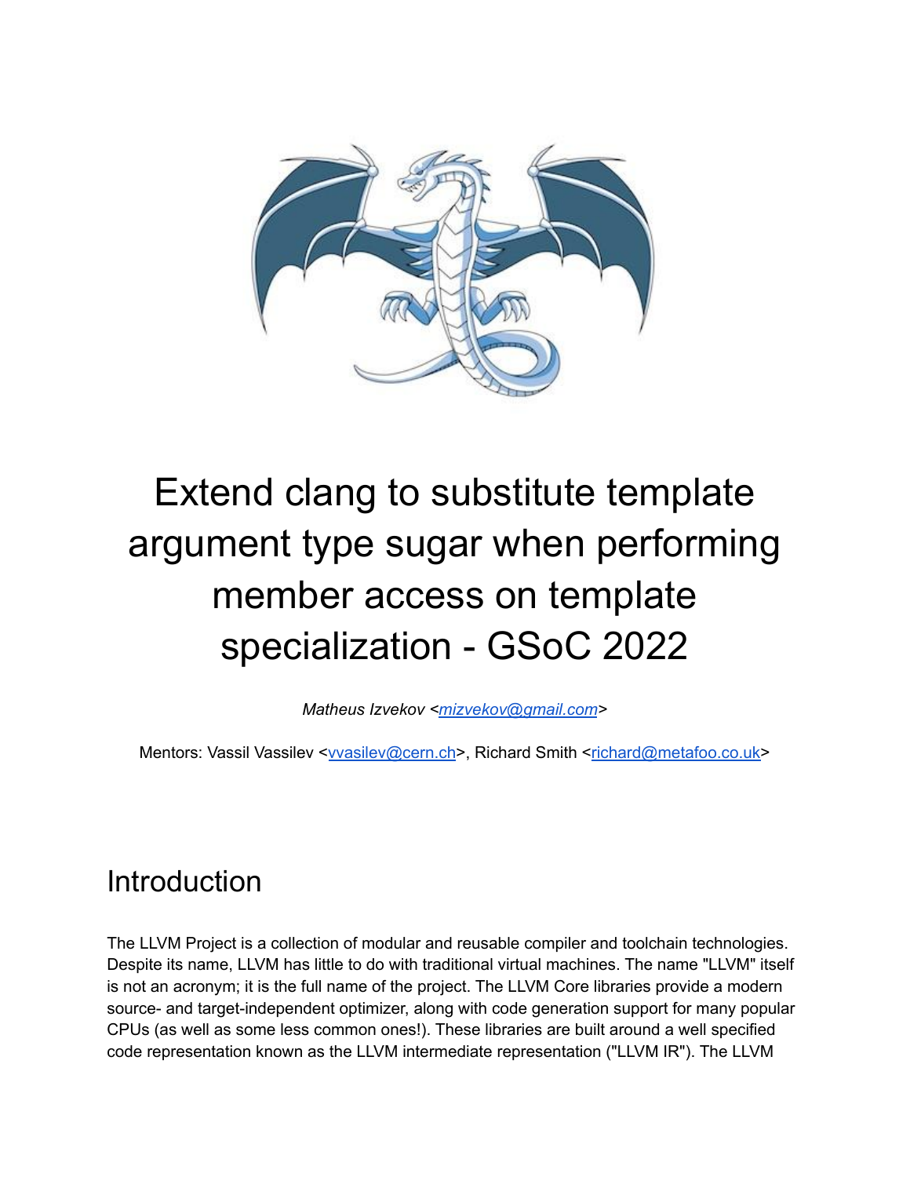# Extend clang to substitute template argument type sugar when performing member access on template specialization - GSoC 2022

*Matheus Izvekov <mizvekov@gmail.com>*

Mentors: Vassil Vassilev <vvasilev@cern.ch>, Richard Smith <richard@metafoo.co.uk>

## Introduction

The LLVM Project is a collection of modular and reusable compiler and toolchain technologies. Despite its name, LLVM has little to do with traditional virtual machines. The name "LLVM" itself is not an acronym; it is the full name of the project. The LLVM Core libraries provide a modern source- and target-independent optimizer, along with code generation support for many popular CPUs (as well as some less common ones!). These libraries are built around a well specified code representation known as the LLVM intermediate representation ("LLVM IR"). The LLVM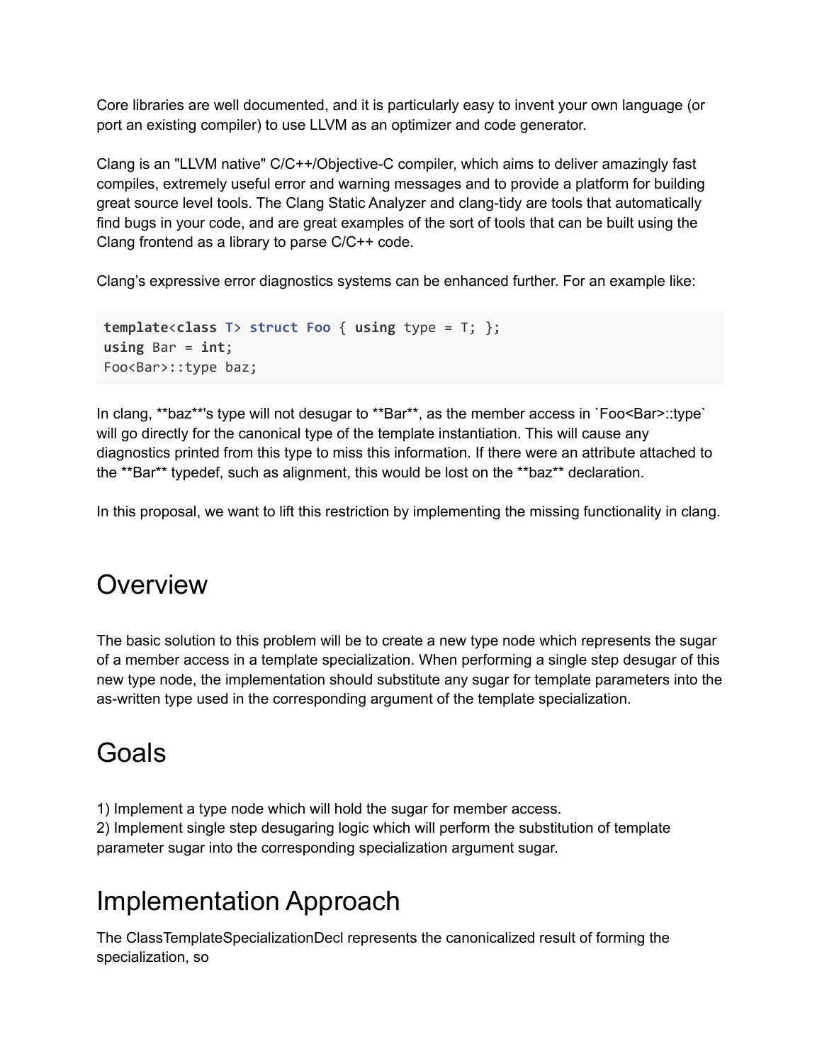Core libraries are well documented, and it is particularly easy to invent your own language (or port an existing compiler) to use LLVM as an optimizer and code generator.

Clang is an "LLVM native" C/C++/Objective-C compiler, which aims to deliver amazingly fast compiles, extremely useful error and warning messages and to provide a platform for building great source level tools. The Clang Static Analyzer and clang-tidy are tools that automatically find bugs in your code, and are great examples of the sort of tools that can be built using the Clang frontend as a library to parse C/C++ code.

Clang's expressive error diagnostics systems can be enhanced further. For an example like:

```
template<class T> struct Foo { using type = T; };
using Bar = int;
Foo<Bar>::type baz;
```

In clang, **baz**'s type will not desugar to **Bar**, as the member access in `Foo<Bar>::type` will go directly for the canonical type of the template instantiation. This will cause any diagnostics printed from this type to miss this information. If there were an attribute attached to the **Bar** typedef, such as alignment, this would be lost on the **baz** declaration.

In this proposal, we want to lift this restriction by implementing the missing functionality in clang.

# Overview

The basic solution to this problem will be to create a new type node which represents the sugar of a member access in a template specialization. When performing a single step desugar of this new type node, the implementation should substitute any sugar for template parameters into the as-written type used in the corresponding argument of the template specialization.

# Goals

1) Implement a type node which will hold the sugar for member access.
2) Implement single step desugaring logic which will perform the substitution of template parameter sugar into the corresponding specialization argument sugar.

# Implementation Approach

The ClassTemplateSpecializationDecl represents the canonicalized result of forming the specialization, so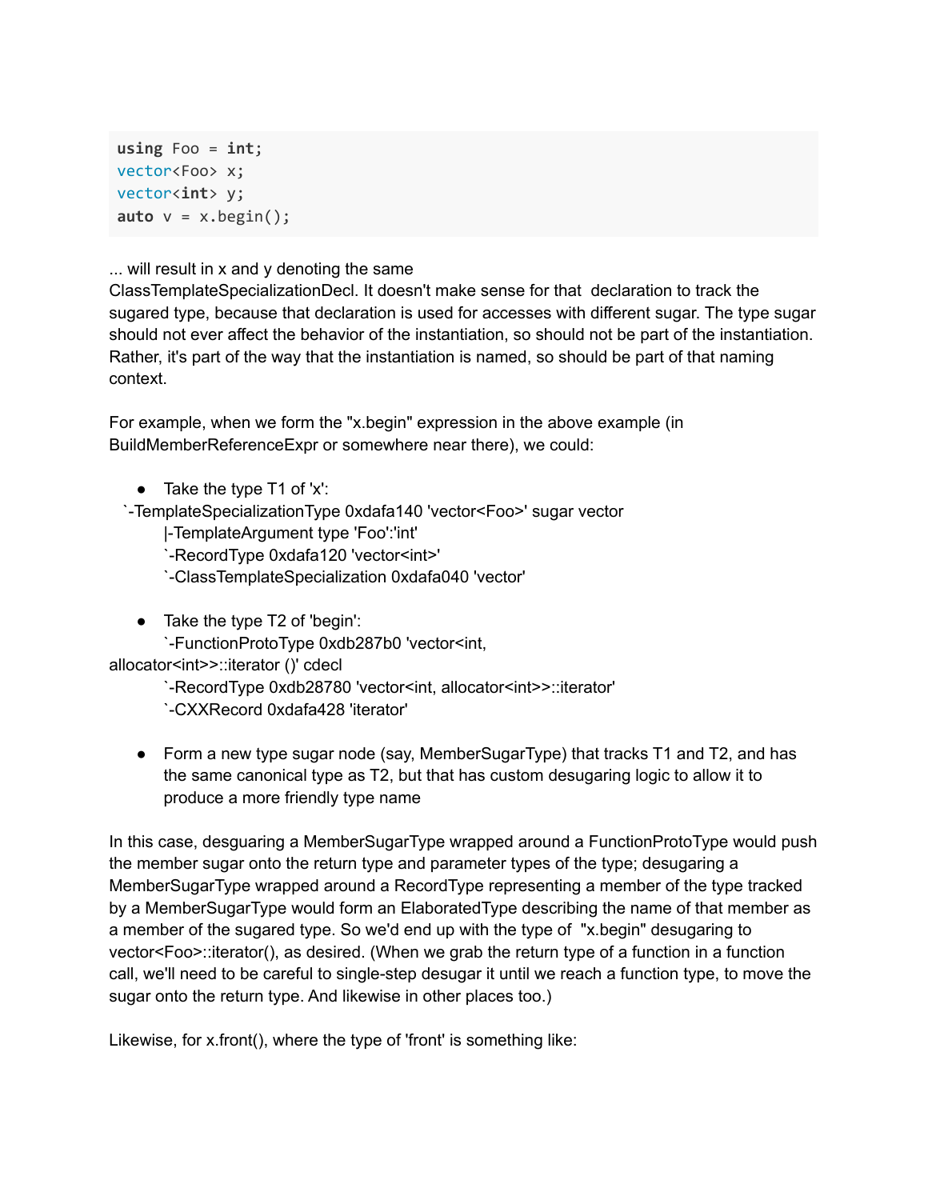```
using Foo = int;
vector<Foo> x;
vector<int> y;
auto v = x.begin();
```

... will result in x and y denoting the same ClassTemplateSpecializationDecl. It doesn't make sense for that declaration to track the sugared type, because that declaration is used for accesses with different sugar. The type sugar should not ever affect the behavior of the instantiation, so should not be part of the instantiation. Rather, it's part of the way that the instantiation is named, so should be part of that naming context.

For example, when we form the "x.begin" expression in the above example (in BuildMemberReferenceExpr or somewhere near there), we could:

- Take the type T1 of 'x':

```
`-TemplateSpecializationType 0xdafa140 'vector<Foo>' sugar vector
    |-TemplateArgument type 'Foo':'int'
    `-RecordType 0xdafa120 'vector<int>'
    `-ClassTemplateSpecialization 0xdafa040 'vector'
```

- Take the type T2 of 'begin':

```
    `-FunctionProtoType 0xdb287b0 'vector<int, allocator<int>>::iterator ()' cdecl
    `-RecordType 0xdb28780 'vector<int, allocator<int>>::iterator'
    `-CXXRecord 0xdafa428 'iterator'
```

- Form a new type sugar node (say, MemberSugarType) that tracks T1 and T2, and has the same canonical type as T2, but that has custom desugaring logic to allow it to produce a more friendly type name

In this case, desguaring a MemberSugarType wrapped around a FunctionProtoType would push the member sugar onto the return type and parameter types of the type; desugaring a MemberSugarType wrapped around a RecordType representing a member of the type tracked by a MemberSugarType would form an ElaboratedType describing the name of that member as a member of the sugared type. So we'd end up with the type of "x.begin" desugaring to vector<Foo>::iterator(), as desired. (When we grab the return type of a function in a function call, we'll need to be careful to single-step desugar it until we reach a function type, to move the sugar onto the return type. And likewise in other places too.)

Likewise, for x.front(), where the type of 'front' is something like: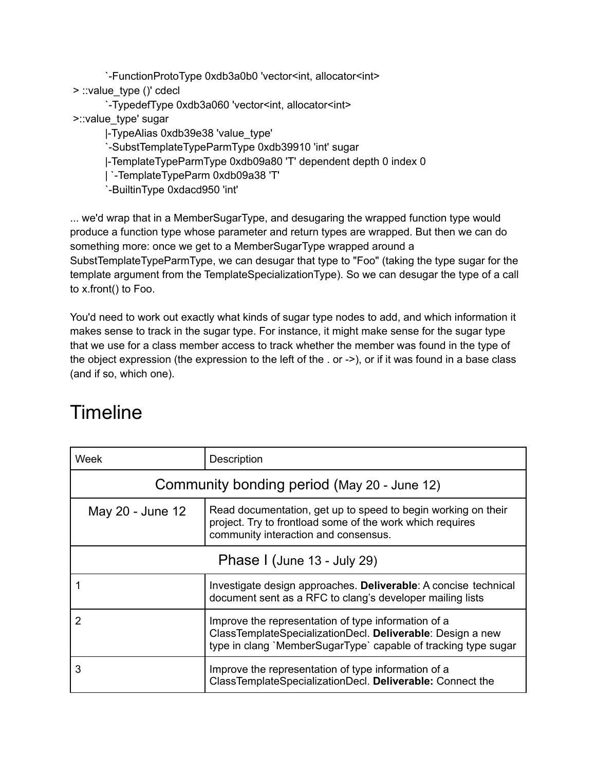```
`-FunctionProtoType 0xdb3a0b0 'vector<int, allocator<int>
> ::value_type ()' cdecl
    `-TypedefType 0xdb3a060 'vector<int, allocator<int>
>::value_type' sugar
    |-TypeAlias 0xdb39e38 'value_type'
    `-SubstTemplateTypeParmType 0xdb39910 'int' sugar
    |-TemplateTypeParmType 0xdb09a80 'T' dependent depth 0 index 0
    | `-TemplateTypeParm 0xdb09a38 'T'
    `-BuiltinType 0xdacd950 'int'
```

... we'd wrap that in a MemberSugarType, and desugaring the wrapped function type would produce a function type whose parameter and return types are wrapped. But then we can do something more: once we get to a MemberSugarType wrapped around a SubstTemplateTypeParmType, we can desugar that type to "Foo" (taking the type sugar for the template argument from the TemplateSpecializationType). So we can desugar the type of a call to x.front() to Foo.

You'd need to work out exactly what kinds of sugar type nodes to add, and which information it makes sense to track in the sugar type. For instance, it might make sense for the sugar type that we use for a class member access to track whether the member was found in the type of the object expression (the expression to the left of the . or ->), or if it was found in a base class (and if so, which one).

# Timeline

| Week | Description |
|---|---|
| Community bonding period (May 20 - June 12) | |
| May 20 - June 12 | Read documentation, get up to speed to begin working on their project. Try to frontload some of the work which requires community interaction and consensus. |
| Phase I (June 13 - July 29) | |
| 1 | Investigate design approaches. **Deliverable**: A concise technical document sent as a RFC to clang's developer mailing lists |
| 2 | Improve the representation of type information of a ClassTemplateSpecializationDecl. **Deliverable**: Design a new type in clang `MemberSugarType` capable of tracking type sugar |
| 3 | Improve the representation of type information of a ClassTemplateSpecializationDecl. **Deliverable:** Connect the |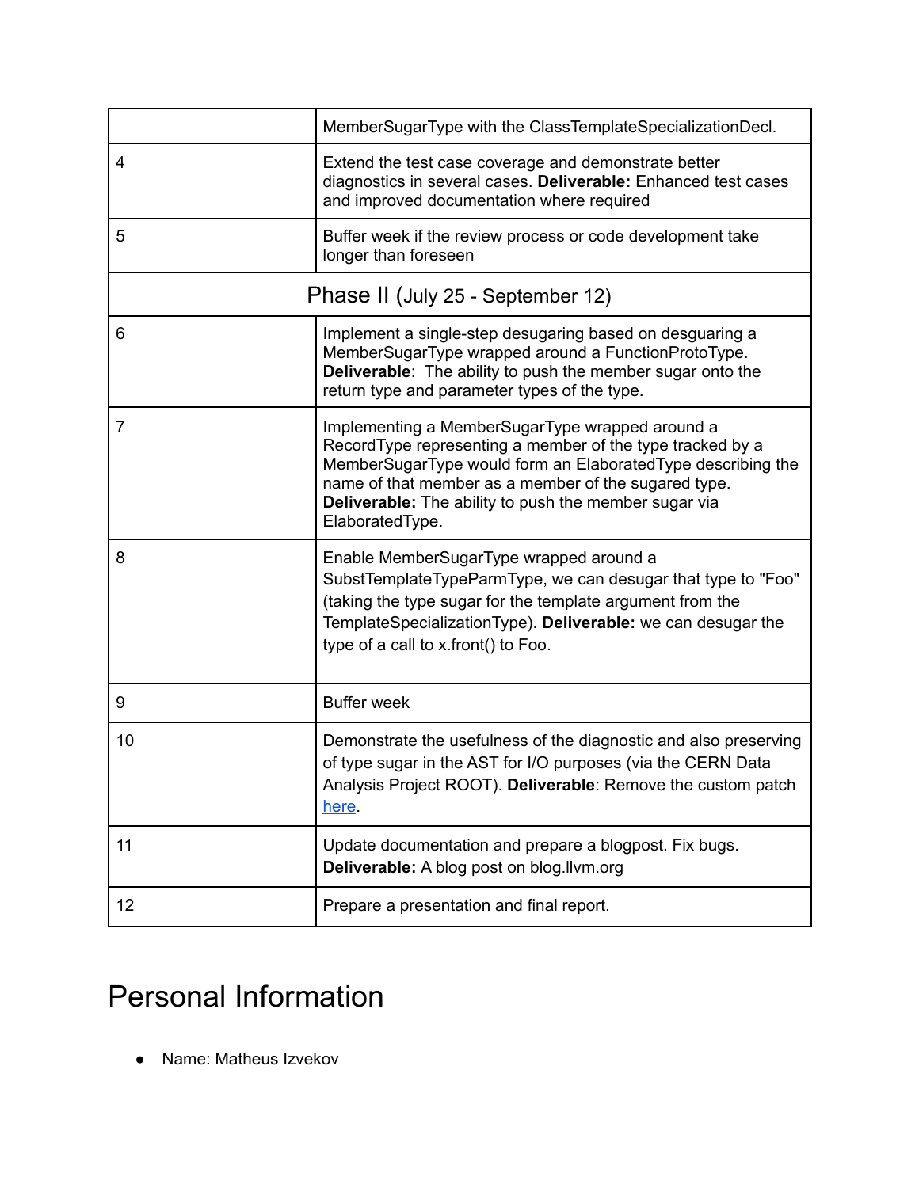| | |
|---|---|
| | MemberSugarType with the ClassTemplateSpecializationDecl. |
| 4 | Extend the test case coverage and demonstrate better diagnostics in several cases. **Deliverable:** Enhanced test cases and improved documentation where required |
| 5 | Buffer week if the review process or code development take longer than foreseen |
| Phase II (July 25 - September 12) | |
| 6 | Implement a single-step desugaring based on desguaring a MemberSugarType wrapped around a FunctionProtoType. **Deliverable**: The ability to push the member sugar onto the return type and parameter types of the type. |
| 7 | Implementing a MemberSugarType wrapped around a RecordType representing a member of the type tracked by a MemberSugarType would form an ElaboratedType describing the name of that member as a member of the sugared type. **Deliverable:** The ability to push the member sugar via ElaboratedType. |
| 8 | Enable MemberSugarType wrapped around a SubstTemplateTypeParmType, we can desugar that type to "Foo" (taking the type sugar for the template argument from the TemplateSpecializationType). **Deliverable:** we can desugar the type of a call to x.front() to Foo. |
| 9 | Buffer week |
| 10 | Demonstrate the usefulness of the diagnostic and also preserving of type sugar in the AST for I/O purposes (via the CERN Data Analysis Project ROOT). **Deliverable**: Remove the custom patch here. |
| 11 | Update documentation and prepare a blogpost. Fix bugs. **Deliverable:** A blog post on blog.llvm.org |
| 12 | Prepare a presentation and final report. |

# Personal Information

- Name: Matheus Izvekov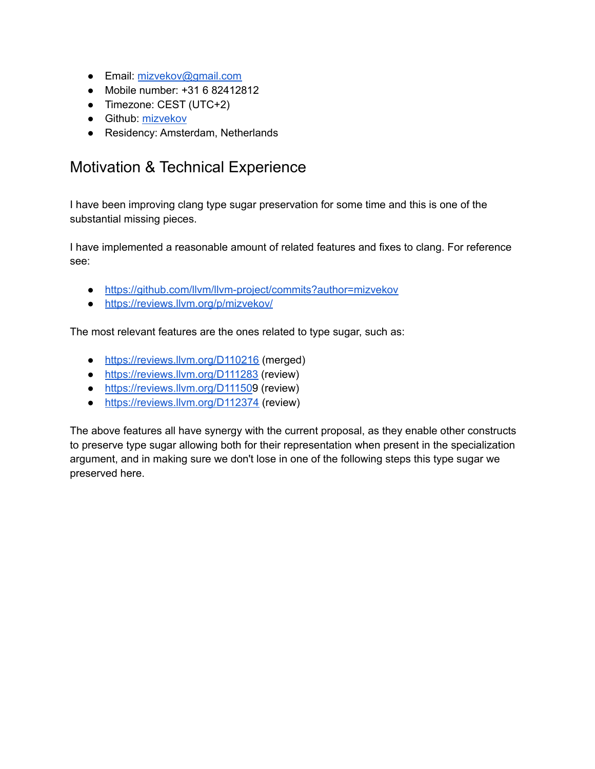- Email: mizvekov@gmail.com
- Mobile number: +31 6 82412812
- Timezone: CEST (UTC+2)
- Github: mizvekov
- Residency: Amsterdam, Netherlands

## Motivation & Technical Experience

I have been improving clang type sugar preservation for some time and this is one of the substantial missing pieces.

I have implemented a reasonable amount of related features and fixes to clang. For reference see:

- https://github.com/llvm/llvm-project/commits?author=mizvekov
- https://reviews.llvm.org/p/mizvekov/

The most relevant features are the ones related to type sugar, such as:

- https://reviews.llvm.org/D110216 (merged)
- https://reviews.llvm.org/D111283 (review)
- https://reviews.llvm.org/D111509 (review)
- https://reviews.llvm.org/D112374 (review)

The above features all have synergy with the current proposal, as they enable other constructs to preserve type sugar allowing both for their representation when present in the specialization argument, and in making sure we don't lose in one of the following steps this type sugar we preserved here.